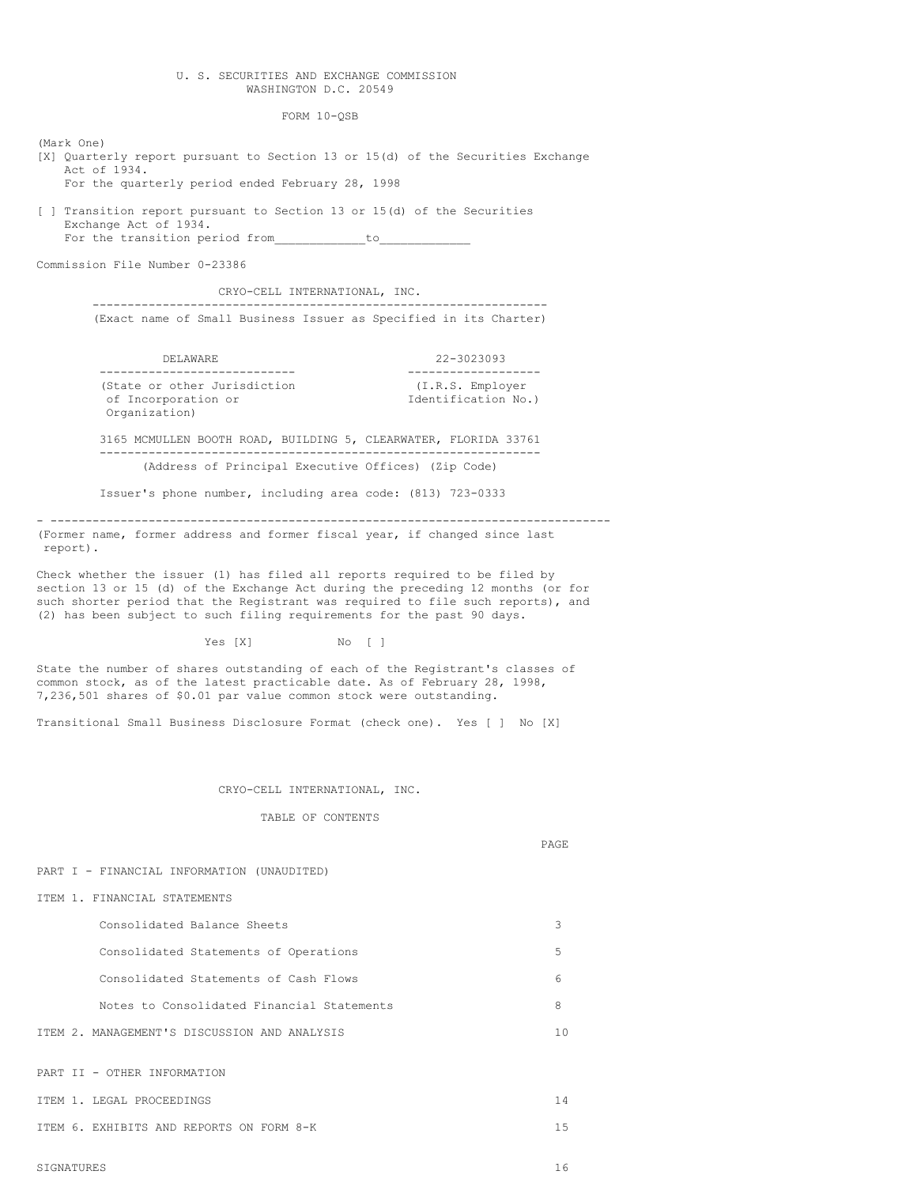U. S. SECURITIES AND EXCHANGE COMMISSION
WASHINGTON D.C. 20549

FORM 10-QSB

(Mark One)

[X] Quarterly report pursuant to Section 13 or 15(d) of the Securities Exchange Act of 1934.
For the quarterly period ended February 28, 1998

[ ] Transition report pursuant to Section 13 or 15(d) of the Securities Exchange Act of 1934.
For the transition period from____________to____________

Commission File Number 0-23386

# CRYO-CELL INTERNATIONAL, INC.

(Exact name of Small Business Issuer as Specified in its Charter)

| DELAWARE | 22-3023093 |
|---|---|
| (State or other Jurisdiction of Incorporation or Organization) | (I.R.S. Employer Identification No.) |

3165 MCMULLEN BOOTH ROAD, BUILDING 5, CLEARWATER, FLORIDA 33761

(Address of Principal Executive Offices) (Zip Code)

Issuer's phone number, including area code: (813) 723-0333

(Former name, former address and former fiscal year, if changed since last report).

Check whether the issuer (1) has filed all reports required to be filed by section 13 or 15 (d) of the Exchange Act during the preceding 12 months (or for such shorter period that the Registrant was required to file such reports), and (2) has been subject to such filing requirements for the past 90 days.

Yes [X] No [ ]

State the number of shares outstanding of each of the Registrant's classes of common stock, as of the latest practicable date. As of February 28, 1998, 7,236,501 shares of $0.01 par value common stock were outstanding.

Transitional Small Business Disclosure Format (check one). Yes [ ] No [X]

## CRYO-CELL INTERNATIONAL, INC.

## TABLE OF CONTENTS

| | PAGE |
|---|---|
| PART I - FINANCIAL INFORMATION (UNAUDITED) | |
| ITEM 1. FINANCIAL STATEMENTS | |
| Consolidated Balance Sheets | 3 |
| Consolidated Statements of Operations | 5 |
| Consolidated Statements of Cash Flows | 6 |
| Notes to Consolidated Financial Statements | 8 |
| ITEM 2. MANAGEMENT'S DISCUSSION AND ANALYSIS | 10 |
| PART II - OTHER INFORMATION | |
| ITEM 1. LEGAL PROCEEDINGS | 14 |
| ITEM 6. EXHIBITS AND REPORTS ON FORM 8-K | 15 |
| SIGNATURES | 16 |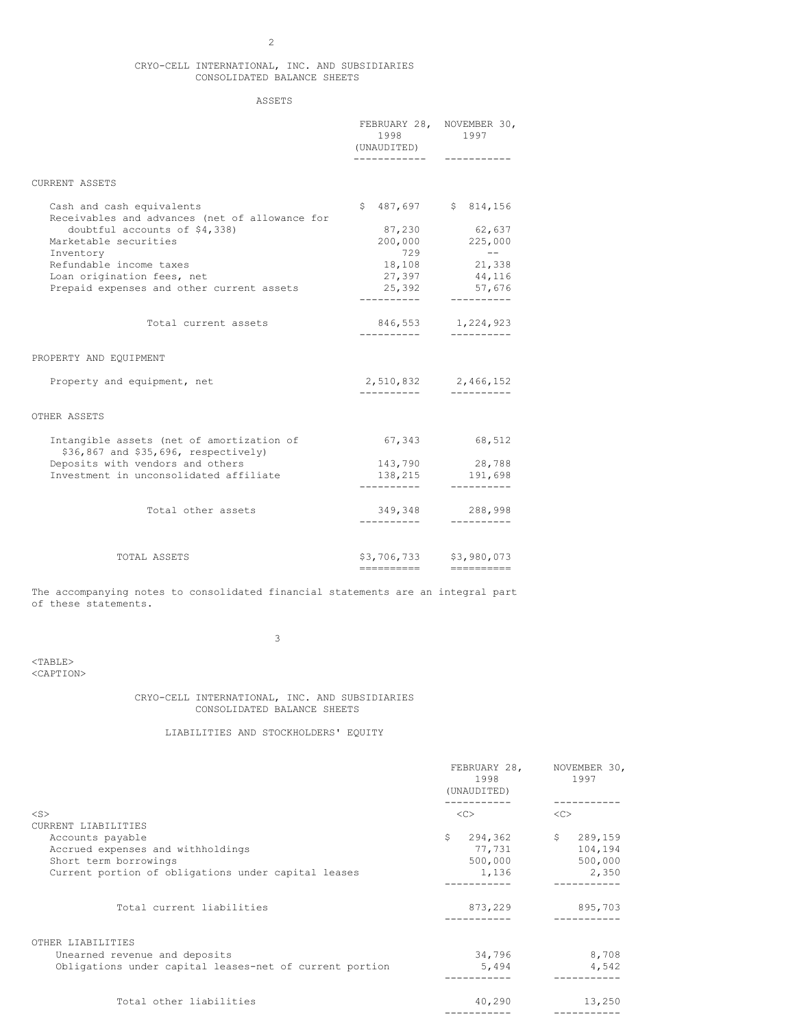# CRYO-CELL INTERNATIONAL, INC. AND SUBSIDIARIES
## CONSOLIDATED BALANCE SHEETS

### ASSETS

| | FEBRUARY 28, 1998 (UNAUDITED) | NOVEMBER 30, 1997 |
|---|---|---|
| **CURRENT ASSETS** | | |
| Cash and cash equivalents | $ 487,697 | $ 814,156 |
| Receivables and advances (net of allowance for doubtful accounts of $4,338) | 87,230 | 62,637 |
| Marketable securities | 200,000 | 225,000 |
| Inventory | 729 | -- |
| Refundable income taxes | 18,108 | 21,338 |
| Loan origination fees, net | 27,397 | 44,116 |
| Prepaid expenses and other current assets | 25,392 | 57,676 |
| Total current assets | 846,553 | 1,224,923 |
| **PROPERTY AND EQUIPMENT** | | |
| Property and equipment, net | 2,510,832 | 2,466,152 |
| **OTHER ASSETS** | | |
| Intangible assets (net of amortization of $36,867 and $35,696, respectively) | 67,343 | 68,512 |
| Deposits with vendors and others | 143,790 | 28,788 |
| Investment in unconsolidated affiliate | 138,215 | 191,698 |
| Total other assets | 349,348 | 288,998 |
| TOTAL ASSETS | $3,706,733 | $3,980,073 |

The accompanying notes to consolidated financial statements are an integral part of these statements.

# CRYO-CELL INTERNATIONAL, INC. AND SUBSIDIARIES
## CONSOLIDATED BALANCE SHEETS

### LIABILITIES AND STOCKHOLDERS' EQUITY

| | FEBRUARY 28, 1998 (UNAUDITED) | NOVEMBER 30, 1997 |
|---|---|---|
| **CURRENT LIABILITIES** | | |
| Accounts payable | $ 294,362 | $ 289,159 |
| Accrued expenses and withholdings | 77,731 | 104,194 |
| Short term borrowings | 500,000 | 500,000 |
| Current portion of obligations under capital leases | 1,136 | 2,350 |
| Total current liabilities | 873,229 | 895,703 |
| **OTHER LIABILITIES** | | |
| Unearned revenue and deposits | 34,796 | 8,708 |
| Obligations under capital leases-net of current portion | 5,494 | 4,542 |
| Total other liabilities | 40,290 | 13,250 |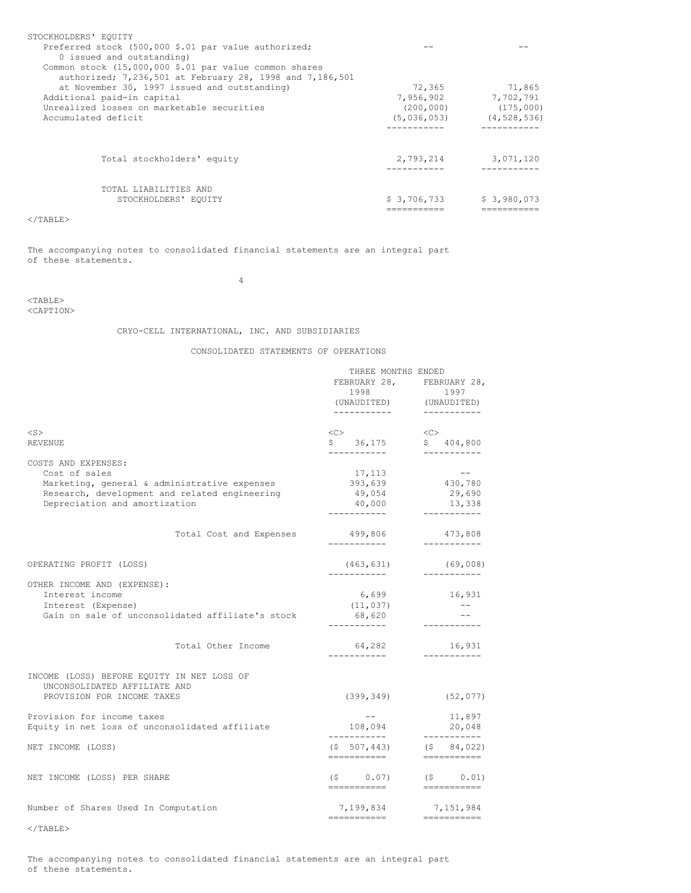| | | |
|---|---|---|
| STOCKHOLDERS' EQUITY | | |
| Preferred stock (500,000 $.01 par value authorized; 0 issued and outstanding) | -- | -- |
| Common stock (15,000,000 $.01 par value common shares authorized; 7,236,501 at February 28, 1998 and 7,186,501 at November 30, 1997 issued and outstanding) | 72,365 | 71,865 |
| Additional paid-in capital | 7,956,902 | 7,702,791 |
| Unrealized losses on marketable securities | (200,000) | (175,000) |
| Accumulated deficit | (5,036,053) | (4,528,536) |
| Total stockholders' equity | 2,793,214 | 3,071,120 |
| TOTAL LIABILITIES AND STOCKHOLDERS' EQUITY | $ 3,706,733 | $ 3,980,073 |

The accompanying notes to consolidated financial statements are an integral part of these statements.

CRYO-CELL INTERNATIONAL, INC. AND SUBSIDIARIES

CONSOLIDATED STATEMENTS OF OPERATIONS

| | THREE MONTHS ENDED | |
|---|---|---|
| | FEBRUARY 28, 1998 (UNAUDITED) | FEBRUARY 28, 1997 (UNAUDITED) |
| REVENUE | $ 36,175 | $ 404,800 |
| COSTS AND EXPENSES: | | |
| Cost of sales | 17,113 | -- |
| Marketing, general & administrative expenses | 393,639 | 430,780 |
| Research, development and related engineering | 49,054 | 29,690 |
| Depreciation and amortization | 40,000 | 13,338 |
| Total Cost and Expenses | 499,806 | 473,808 |
| OPERATING PROFIT (LOSS) | (463,631) | (69,008) |
| OTHER INCOME AND (EXPENSE): | | |
| Interest income | 6,699 | 16,931 |
| Interest (Expense) | (11,037) | -- |
| Gain on sale of unconsolidated affiliate's stock | 68,620 | -- |
| Total Other Income | 64,282 | 16,931 |
| INCOME (LOSS) BEFORE EQUITY IN NET LOSS OF UNCONSOLIDATED AFFILIATE AND PROVISION FOR INCOME TAXES | (399,349) | (52,077) |
| Provision for income taxes | -- | 11,897 |
| Equity in net loss of unconsolidated affiliate | 108,094 | 20,048 |
| NET INCOME (LOSS) | ($ 507,443) | ($ 84,022) |
| NET INCOME (LOSS) PER SHARE | ($ 0.07) | ($ 0.01) |
| Number of Shares Used In Computation | 7,199,834 | 7,151,984 |

The accompanying notes to consolidated financial statements are an integral part of these statements.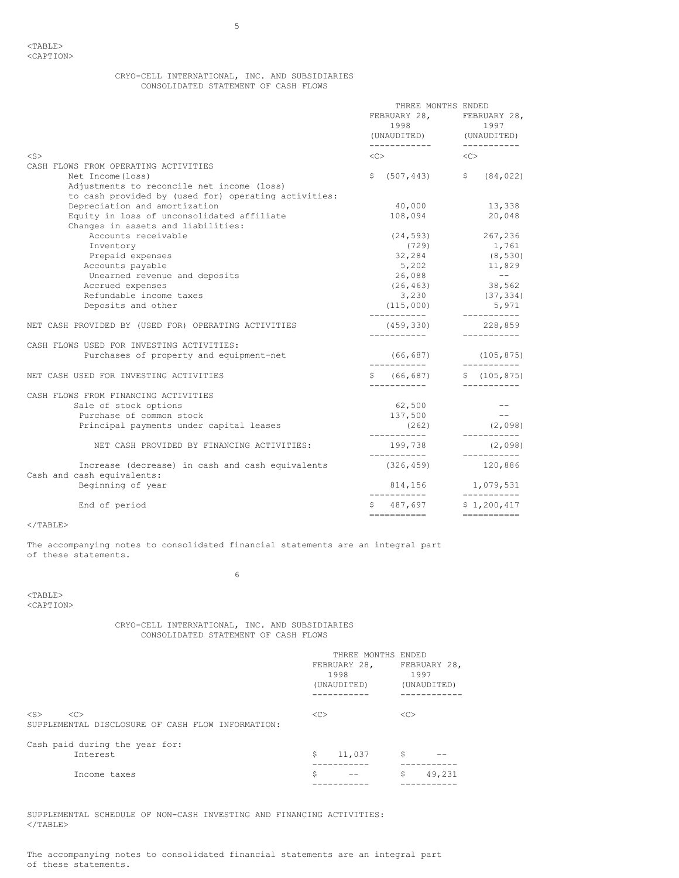CRYO-CELL INTERNATIONAL, INC. AND SUBSIDIARIES
CONSOLIDATED STATEMENT OF CASH FLOWS

| | THREE MONTHS ENDED | |
|---|---|---|
| | FEBRUARY 28, 1998 (UNAUDITED) | FEBRUARY 28, 1997 (UNAUDITED) |
| CASH FLOWS FROM OPERATING ACTIVITIES | | |
| Net Income(loss) | $ (507,443) | $ (84,022) |
| Adjustments to reconcile net income (loss) to cash provided by (used for) operating activities: | | |
| Depreciation and amortization | 40,000 | 13,338 |
| Equity in loss of unconsolidated affiliate | 108,094 | 20,048 |
| Changes in assets and liabilities: | | |
| Accounts receivable | (24,593) | 267,236 |
| Inventory | (729) | 1,761 |
| Prepaid expenses | 32,284 | (8,530) |
| Accounts payable | 5,202 | 11,829 |
| Unearned revenue and deposits | 26,088 | -- |
| Accrued expenses | (26,463) | 38,562 |
| Refundable income taxes | 3,230 | (37,334) |
| Deposits and other | (115,000) | 5,971 |
| NET CASH PROVIDED BY (USED FOR) OPERATING ACTIVITIES | (459,330) | 228,859 |
| CASH FLOWS USED FOR INVESTING ACTIVITIES: | | |
| Purchases of property and equipment-net | (66,687) | (105,875) |
| NET CASH USED FOR INVESTING ACTIVITIES | $ (66,687) | $ (105,875) |
| CASH FLOWS FROM FINANCING ACTIVITIES | | |
| Sale of stock options | 62,500 | -- |
| Purchase of common stock | 137,500 | -- |
| Principal payments under capital leases | (262) | (2,098) |
| NET CASH PROVIDED BY FINANCING ACTIVITIES: | 199,738 | (2,098) |
| Increase (decrease) in cash and cash equivalents | (326,459) | 120,886 |
| Cash and cash equivalents: | | |
| Beginning of year | 814,156 | 1,079,531 |
| End of period | $ 487,697 | $ 1,200,417 |

The accompanying notes to consolidated financial statements are an integral part of these statements.

CRYO-CELL INTERNATIONAL, INC. AND SUBSIDIARIES
CONSOLIDATED STATEMENT OF CASH FLOWS

| | THREE MONTHS ENDED | |
|---|---|---|
| | FEBRUARY 28, 1998 (UNAUDITED) | FEBRUARY 28, 1997 (UNAUDITED) |
| SUPPLEMENTAL DISCLOSURE OF CASH FLOW INFORMATION: | | |
| Cash paid during the year for: | | |
| Interest | $ 11,037 | $ -- |
| Income taxes | $ -- | $ 49,231 |

SUPPLEMENTAL SCHEDULE OF NON-CASH INVESTING AND FINANCING ACTIVITIES:

The accompanying notes to consolidated financial statements are an integral part of these statements.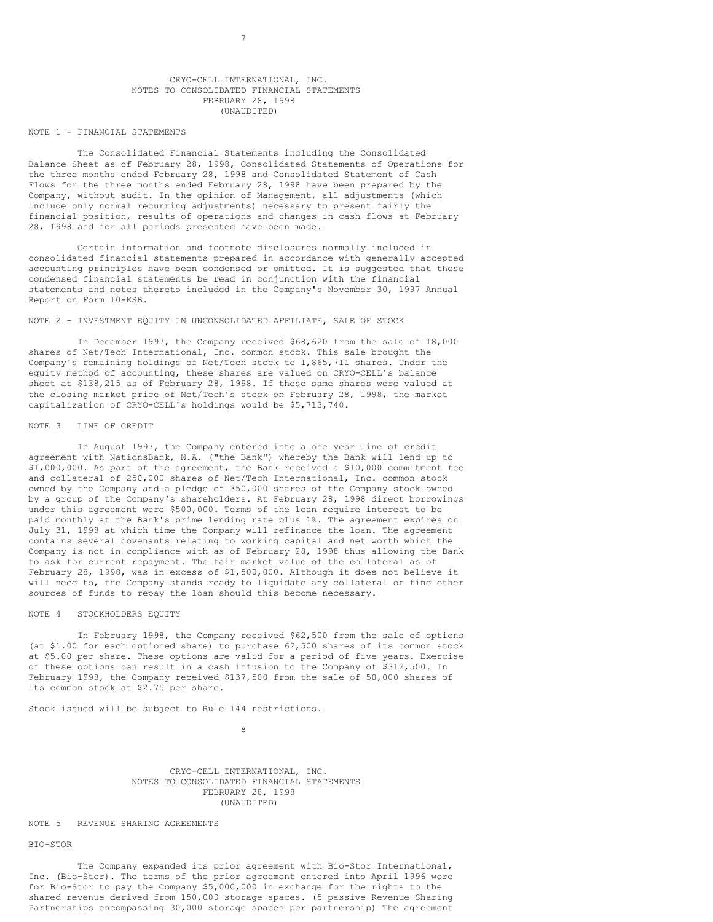CRYO-CELL INTERNATIONAL, INC.
NOTES TO CONSOLIDATED FINANCIAL STATEMENTS
FEBRUARY 28, 1998
(UNAUDITED)

NOTE 1 - FINANCIAL STATEMENTS

The Consolidated Financial Statements including the Consolidated Balance Sheet as of February 28, 1998, Consolidated Statements of Operations for the three months ended February 28, 1998 and Consolidated Statement of Cash Flows for the three months ended February 28, 1998 have been prepared by the Company, without audit. In the opinion of Management, all adjustments (which include only normal recurring adjustments) necessary to present fairly the financial position, results of operations and changes in cash flows at February 28, 1998 and for all periods presented have been made.

Certain information and footnote disclosures normally included in consolidated financial statements prepared in accordance with generally accepted accounting principles have been condensed or omitted. It is suggested that these condensed financial statements be read in conjunction with the financial statements and notes thereto included in the Company's November 30, 1997 Annual Report on Form 10-KSB.

NOTE 2 - INVESTMENT EQUITY IN UNCONSOLIDATED AFFILIATE, SALE OF STOCK

In December 1997, the Company received $68,620 from the sale of 18,000 shares of Net/Tech International, Inc. common stock. This sale brought the Company's remaining holdings of Net/Tech stock to 1,865,711 shares. Under the equity method of accounting, these shares are valued on CRYO-CELL's balance sheet at $138,215 as of February 28, 1998. If these same shares were valued at the closing market price of Net/Tech's stock on February 28, 1998, the market capitalization of CRYO-CELL's holdings would be $5,713,740.

NOTE 3 LINE OF CREDIT

In August 1997, the Company entered into a one year line of credit agreement with NationsBank, N.A. ("the Bank") whereby the Bank will lend up to $1,000,000. As part of the agreement, the Bank received a $10,000 commitment fee and collateral of 250,000 shares of Net/Tech International, Inc. common stock owned by the Company and a pledge of 350,000 shares of the Company stock owned by a group of the Company's shareholders. At February 28, 1998 direct borrowings under this agreement were $500,000. Terms of the loan require interest to be paid monthly at the Bank's prime lending rate plus 1%. The agreement expires on July 31, 1998 at which time the Company will refinance the loan. The agreement contains several covenants relating to working capital and net worth which the Company is not in compliance with as of February 28, 1998 thus allowing the Bank to ask for current repayment. The fair market value of the collateral as of February 28, 1998, was in excess of $1,500,000. Although it does not believe it will need to, the Company stands ready to liquidate any collateral or find other sources of funds to repay the loan should this become necessary.

NOTE 4 STOCKHOLDERS EQUITY

In February 1998, the Company received $62,500 from the sale of options (at $1.00 for each optioned share) to purchase 62,500 shares of its common stock at $5.00 per share. These options are valid for a period of five years. Exercise of these options can result in a cash infusion to the Company of $312,500. In February 1998, the Company received $137,500 from the sale of 50,000 shares of its common stock at $2.75 per share.

Stock issued will be subject to Rule 144 restrictions.

CRYO-CELL INTERNATIONAL, INC.
NOTES TO CONSOLIDATED FINANCIAL STATEMENTS
FEBRUARY 28, 1998
(UNAUDITED)

NOTE 5 REVENUE SHARING AGREEMENTS

BIO-STOR

The Company expanded its prior agreement with Bio-Stor International, Inc. (Bio-Stor). The terms of the prior agreement entered into April 1996 were for Bio-Stor to pay the Company $5,000,000 in exchange for the rights to the shared revenue derived from 150,000 storage spaces. (5 passive Revenue Sharing Partnerships encompassing 30,000 storage spaces per partnership) The agreement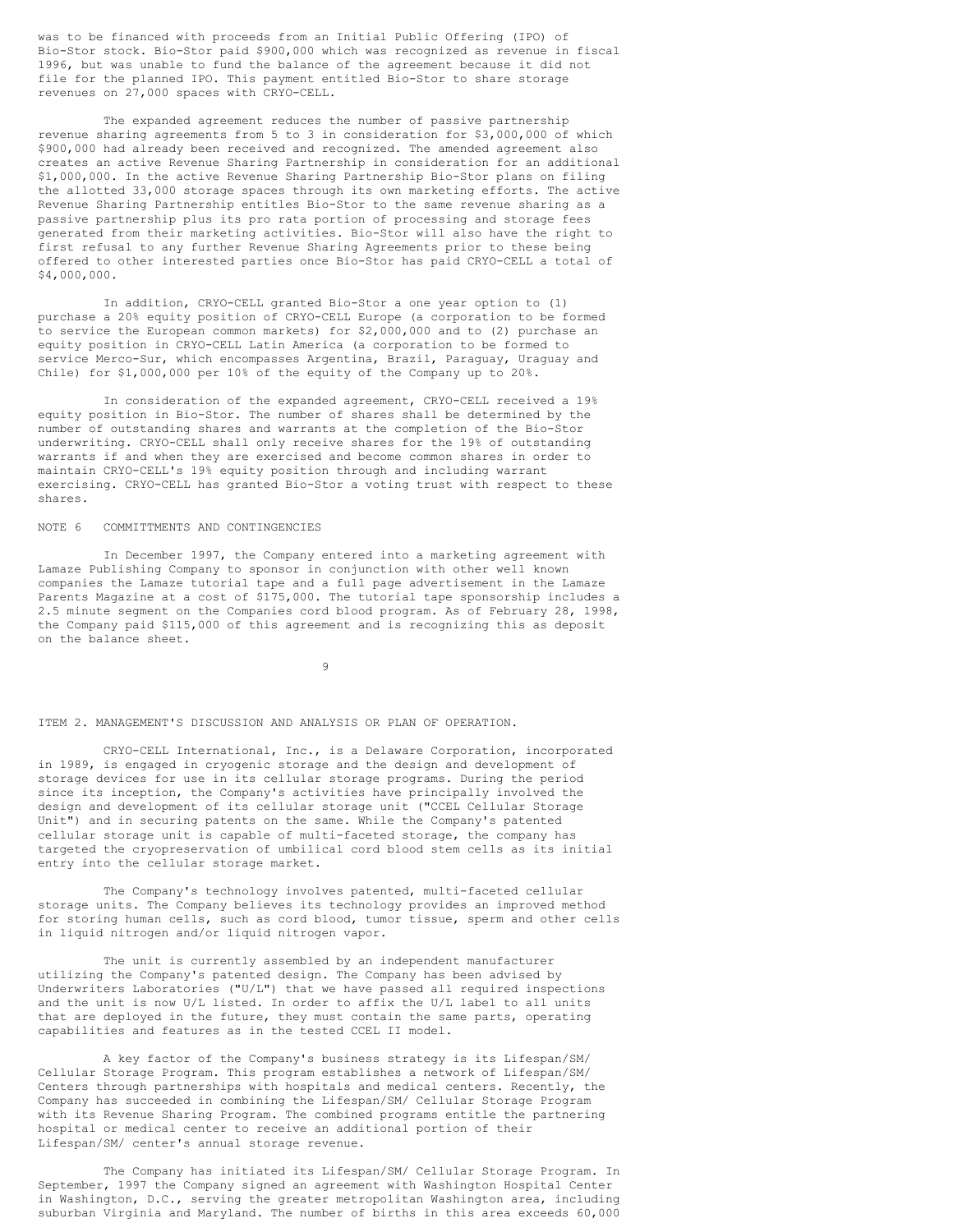was to be financed with proceeds from an Initial Public Offering (IPO) of Bio-Stor stock. Bio-Stor paid $900,000 which was recognized as revenue in fiscal 1996, but was unable to fund the balance of the agreement because it did not file for the planned IPO. This payment entitled Bio-Stor to share storage revenues on 27,000 spaces with CRYO-CELL.

The expanded agreement reduces the number of passive partnership revenue sharing agreements from 5 to 3 in consideration for $3,000,000 of which $900,000 had already been received and recognized. The amended agreement also creates an active Revenue Sharing Partnership in consideration for an additional $1,000,000. In the active Revenue Sharing Partnership Bio-Stor plans on filing the allotted 33,000 storage spaces through its own marketing efforts. The active Revenue Sharing Partnership entitles Bio-Stor to the same revenue sharing as a passive partnership plus its pro rata portion of processing and storage fees generated from their marketing activities. Bio-Stor will also have the right to first refusal to any further Revenue Sharing Agreements prior to these being offered to other interested parties once Bio-Stor has paid CRYO-CELL a total of $4,000,000.

In addition, CRYO-CELL granted Bio-Stor a one year option to (1) purchase a 20% equity position of CRYO-CELL Europe (a corporation to be formed to service the European common markets) for $2,000,000 and to (2) purchase an equity position in CRYO-CELL Latin America (a corporation to be formed to service Merco-Sur, which encompasses Argentina, Brazil, Paraguay, Uraguay and Chile) for $1,000,000 per 10% of the equity of the Company up to 20%.

In consideration of the expanded agreement, CRYO-CELL received a 19% equity position in Bio-Stor. The number of shares shall be determined by the number of outstanding shares and warrants at the completion of the Bio-Stor underwriting. CRYO-CELL shall only receive shares for the 19% of outstanding warrants if and when they are exercised and become common shares in order to maintain CRYO-CELL's 19% equity position through and including warrant exercising. CRYO-CELL has granted Bio-Stor a voting trust with respect to these shares.

## NOTE 6 COMMITTMENTS AND CONTINGENCIES

In December 1997, the Company entered into a marketing agreement with Lamaze Publishing Company to sponsor in conjunction with other well known companies the Lamaze tutorial tape and a full page advertisement in the Lamaze Parents Magazine at a cost of $175,000. The tutorial tape sponsorship includes a 2.5 minute segment on the Companies cord blood program. As of February 28, 1998, the Company paid $115,000 of this agreement and is recognizing this as deposit on the balance sheet.

## ITEM 2. MANAGEMENT'S DISCUSSION AND ANALYSIS OR PLAN OF OPERATION.

CRYO-CELL International, Inc., is a Delaware Corporation, incorporated in 1989, is engaged in cryogenic storage and the design and development of storage devices for use in its cellular storage programs. During the period since its inception, the Company's activities have principally involved the design and development of its cellular storage unit ("CCEL Cellular Storage Unit") and in securing patents on the same. While the Company's patented cellular storage unit is capable of multi-faceted storage, the company has targeted the cryopreservation of umbilical cord blood stem cells as its initial entry into the cellular storage market.

The Company's technology involves patented, multi-faceted cellular storage units. The Company believes its technology provides an improved method for storing human cells, such as cord blood, tumor tissue, sperm and other cells in liquid nitrogen and/or liquid nitrogen vapor.

The unit is currently assembled by an independent manufacturer utilizing the Company's patented design. The Company has been advised by Underwriters Laboratories ("U/L") that we have passed all required inspections and the unit is now U/L listed. In order to affix the U/L label to all units that are deployed in the future, they must contain the same parts, operating capabilities and features as in the tested CCEL II model.

A key factor of the Company's business strategy is its Lifespan/SM/ Cellular Storage Program. This program establishes a network of Lifespan/SM/ Centers through partnerships with hospitals and medical centers. Recently, the Company has succeeded in combining the Lifespan/SM/ Cellular Storage Program with its Revenue Sharing Program. The combined programs entitle the partnering hospital or medical center to receive an additional portion of their Lifespan/SM/ center's annual storage revenue.

The Company has initiated its Lifespan/SM/ Cellular Storage Program. In September, 1997 the Company signed an agreement with Washington Hospital Center in Washington, D.C., serving the greater metropolitan Washington area, including suburban Virginia and Maryland. The number of births in this area exceeds 60,000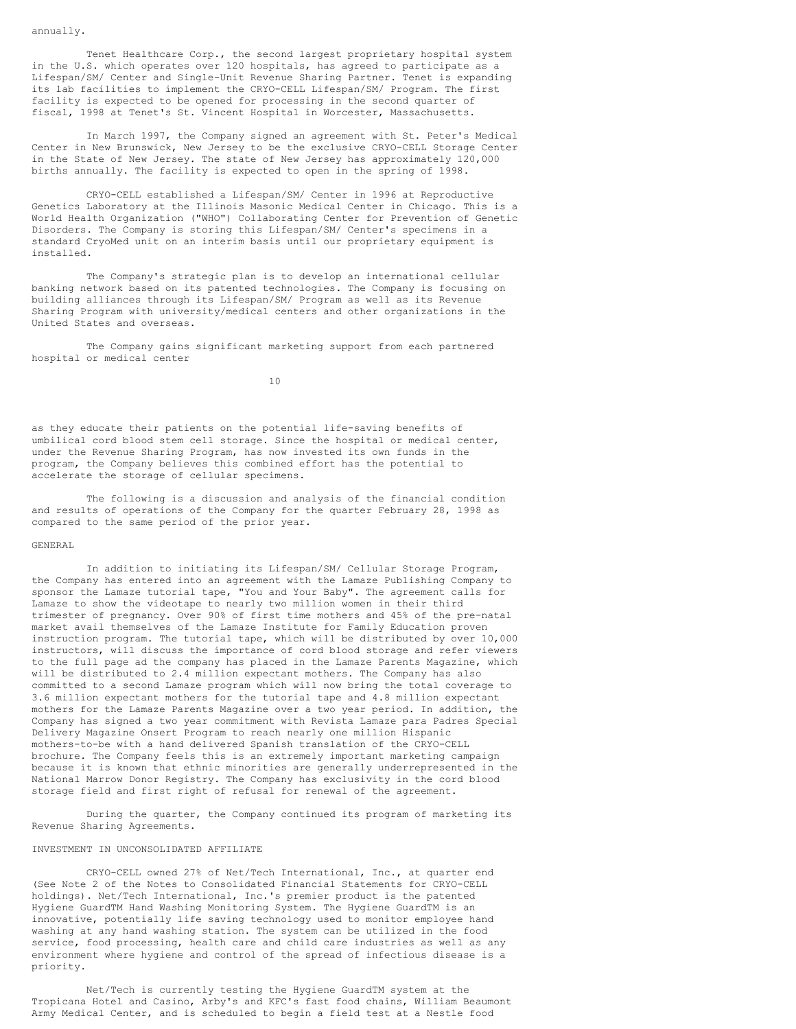annually.

Tenet Healthcare Corp., the second largest proprietary hospital system in the U.S. which operates over 120 hospitals, has agreed to participate as a Lifespan/SM/ Center and Single-Unit Revenue Sharing Partner. Tenet is expanding its lab facilities to implement the CRYO-CELL Lifespan/SM/ Program. The first facility is expected to be opened for processing in the second quarter of fiscal, 1998 at Tenet's St. Vincent Hospital in Worcester, Massachusetts.

In March 1997, the Company signed an agreement with St. Peter's Medical Center in New Brunswick, New Jersey to be the exclusive CRYO-CELL Storage Center in the State of New Jersey. The state of New Jersey has approximately 120,000 births annually. The facility is expected to open in the spring of 1998.

CRYO-CELL established a Lifespan/SM/ Center in 1996 at Reproductive Genetics Laboratory at the Illinois Masonic Medical Center in Chicago. This is a World Health Organization ("WHO") Collaborating Center for Prevention of Genetic Disorders. The Company is storing this Lifespan/SM/ Center's specimens in a standard CryoMed unit on an interim basis until our proprietary equipment is installed.

The Company's strategic plan is to develop an international cellular banking network based on its patented technologies. The Company is focusing on building alliances through its Lifespan/SM/ Program as well as its Revenue Sharing Program with university/medical centers and other organizations in the United States and overseas.

The Company gains significant marketing support from each partnered hospital or medical center as they educate their patients on the potential life-saving benefits of umbilical cord blood stem cell storage. Since the hospital or medical center, under the Revenue Sharing Program, has now invested its own funds in the program, the Company believes this combined effort has the potential to accelerate the storage of cellular specimens.

The following is a discussion and analysis of the financial condition and results of operations of the Company for the quarter February 28, 1998 as compared to the same period of the prior year.

GENERAL

In addition to initiating its Lifespan/SM/ Cellular Storage Program, the Company has entered into an agreement with the Lamaze Publishing Company to sponsor the Lamaze tutorial tape, "You and Your Baby". The agreement calls for Lamaze to show the videotape to nearly two million women in their third trimester of pregnancy. Over 90% of first time mothers and 45% of the pre-natal market avail themselves of the Lamaze Institute for Family Education proven instruction program. The tutorial tape, which will be distributed by over 10,000 instructors, will discuss the importance of cord blood storage and refer viewers to the full page ad the company has placed in the Lamaze Parents Magazine, which will be distributed to 2.4 million expectant mothers. The Company has also committed to a second Lamaze program which will now bring the total coverage to 3.6 million expectant mothers for the tutorial tape and 4.8 million expectant mothers for the Lamaze Parents Magazine over a two year period. In addition, the Company has signed a two year commitment with Revista Lamaze para Padres Special Delivery Magazine Onsert Program to reach nearly one million Hispanic mothers-to-be with a hand delivered Spanish translation of the CRYO-CELL brochure. The Company feels this is an extremely important marketing campaign because it is known that ethnic minorities are generally underrepresented in the National Marrow Donor Registry. The Company has exclusivity in the cord blood storage field and first right of refusal for renewal of the agreement.

During the quarter, the Company continued its program of marketing its Revenue Sharing Agreements.

INVESTMENT IN UNCONSOLIDATED AFFILIATE

CRYO-CELL owned 27% of Net/Tech International, Inc., at quarter end (See Note 2 of the Notes to Consolidated Financial Statements for CRYO-CELL holdings). Net/Tech International, Inc.'s premier product is the patented Hygiene GuardTM Hand Washing Monitoring System. The Hygiene GuardTM is an innovative, potentially life saving technology used to monitor employee hand washing at any hand washing station. The system can be utilized in the food service, food processing, health care and child care industries as well as any environment where hygiene and control of the spread of infectious disease is a priority.

Net/Tech is currently testing the Hygiene GuardTM system at the Tropicana Hotel and Casino, Arby's and KFC's fast food chains, William Beaumont Army Medical Center, and is scheduled to begin a field test at a Nestle food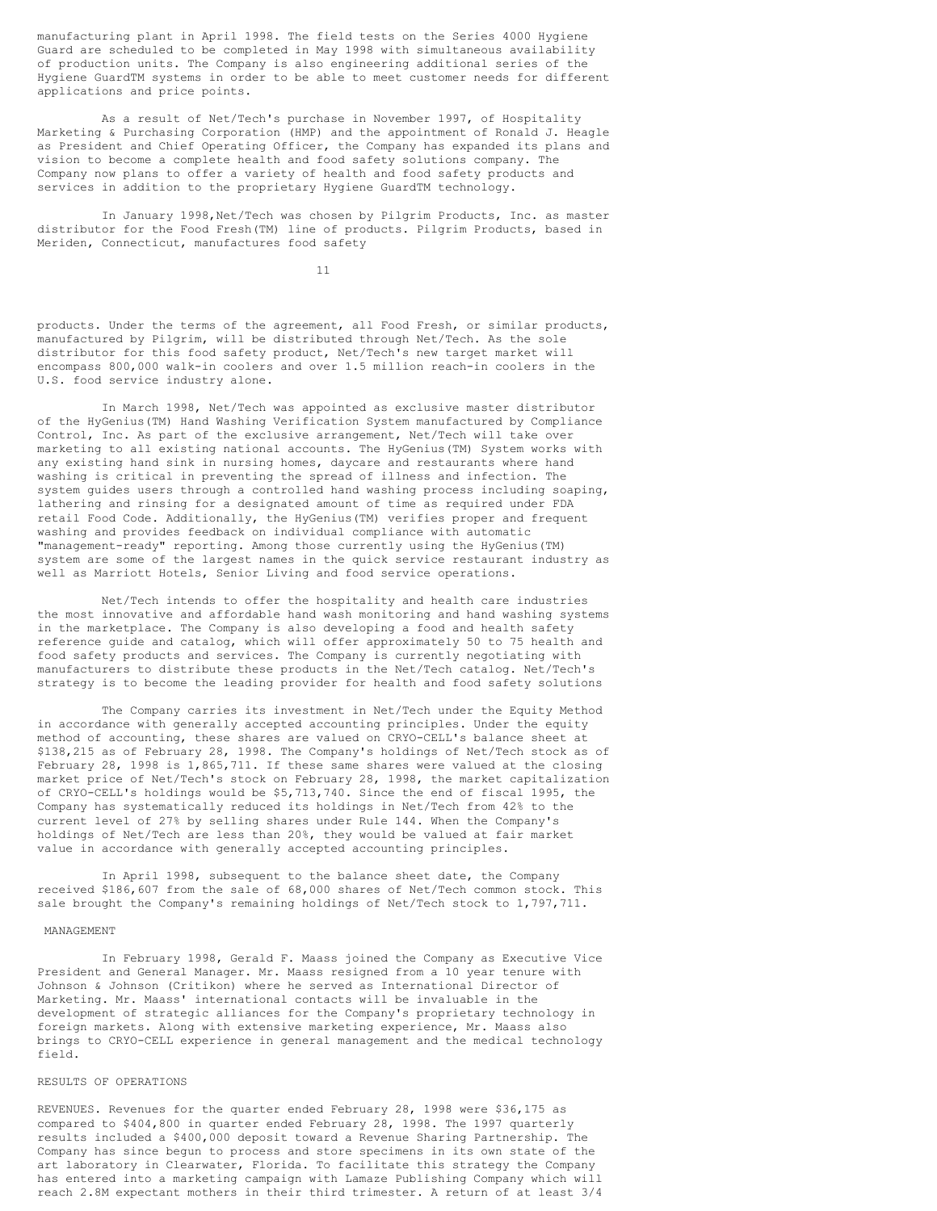manufacturing plant in April 1998. The field tests on the Series 4000 Hygiene Guard are scheduled to be completed in May 1998 with simultaneous availability of production units. The Company is also engineering additional series of the Hygiene GuardTM systems in order to be able to meet customer needs for different applications and price points.

As a result of Net/Tech's purchase in November 1997, of Hospitality Marketing & Purchasing Corporation (HMP) and the appointment of Ronald J. Heagle as President and Chief Operating Officer, the Company has expanded its plans and vision to become a complete health and food safety solutions company. The Company now plans to offer a variety of health and food safety products and services in addition to the proprietary Hygiene GuardTM technology.

In January 1998,Net/Tech was chosen by Pilgrim Products, Inc. as master distributor for the Food Fresh(TM) line of products. Pilgrim Products, based in Meriden, Connecticut, manufactures food safety products. Under the terms of the agreement, all Food Fresh, or similar products, manufactured by Pilgrim, will be distributed through Net/Tech. As the sole distributor for this food safety product, Net/Tech's new target market will encompass 800,000 walk-in coolers and over 1.5 million reach-in coolers in the U.S. food service industry alone.

In March 1998, Net/Tech was appointed as exclusive master distributor of the HyGenius(TM) Hand Washing Verification System manufactured by Compliance Control, Inc. As part of the exclusive arrangement, Net/Tech will take over marketing to all existing national accounts. The HyGenius(TM) System works with any existing hand sink in nursing homes, daycare and restaurants where hand washing is critical in preventing the spread of illness and infection. The system guides users through a controlled hand washing process including soaping, lathering and rinsing for a designated amount of time as required under FDA retail Food Code. Additionally, the HyGenius(TM) verifies proper and frequent washing and provides feedback on individual compliance with automatic "management-ready" reporting. Among those currently using the HyGenius(TM) system are some of the largest names in the quick service restaurant industry as well as Marriott Hotels, Senior Living and food service operations.

Net/Tech intends to offer the hospitality and health care industries the most innovative and affordable hand wash monitoring and hand washing systems in the marketplace. The Company is also developing a food and health safety reference guide and catalog, which will offer approximately 50 to 75 health and food safety products and services. The Company is currently negotiating with manufacturers to distribute these products in the Net/Tech catalog. Net/Tech's strategy is to become the leading provider for health and food safety solutions

The Company carries its investment in Net/Tech under the Equity Method in accordance with generally accepted accounting principles. Under the equity method of accounting, these shares are valued on CRYO-CELL's balance sheet at $138,215 as of February 28, 1998. The Company's holdings of Net/Tech stock as of February 28, 1998 is 1,865,711. If these same shares were valued at the closing market price of Net/Tech's stock on February 28, 1998, the market capitalization of CRYO-CELL's holdings would be $5,713,740. Since the end of fiscal 1995, the Company has systematically reduced its holdings in Net/Tech from 42% to the current level of 27% by selling shares under Rule 144. When the Company's holdings of Net/Tech are less than 20%, they would be valued at fair market value in accordance with generally accepted accounting principles.

In April 1998, subsequent to the balance sheet date, the Company received $186,607 from the sale of 68,000 shares of Net/Tech common stock. This sale brought the Company's remaining holdings of Net/Tech stock to 1,797,711.

## MANAGEMENT

In February 1998, Gerald F. Maass joined the Company as Executive Vice President and General Manager. Mr. Maass resigned from a 10 year tenure with Johnson & Johnson (Critikon) where he served as International Director of Marketing. Mr. Maass' international contacts will be invaluable in the development of strategic alliances for the Company's proprietary technology in foreign markets. Along with extensive marketing experience, Mr. Maass also brings to CRYO-CELL experience in general management and the medical technology field.

## RESULTS OF OPERATIONS

REVENUES. Revenues for the quarter ended February 28, 1998 were $36,175 as compared to $404,800 in quarter ended February 28, 1998. The 1997 quarterly results included a $400,000 deposit toward a Revenue Sharing Partnership. The Company has since begun to process and store specimens in its own state of the art laboratory in Clearwater, Florida. To facilitate this strategy the Company has entered into a marketing campaign with Lamaze Publishing Company which will reach 2.8M expectant mothers in their third trimester. A return of at least 3/4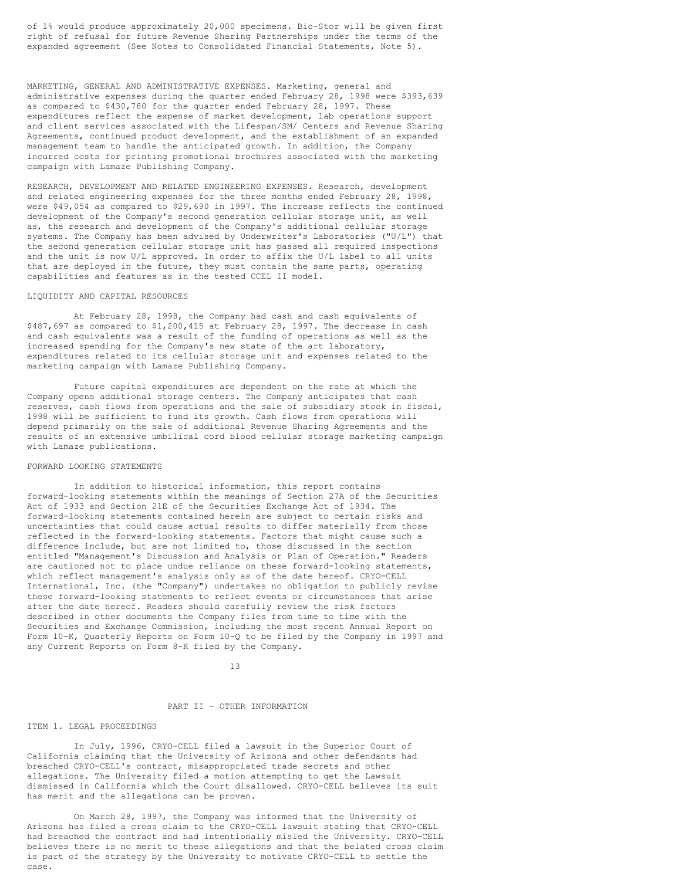of 1% would produce approximately 20,000 specimens. Bio-Stor will be given first right of refusal for future Revenue Sharing Partnerships under the terms of the expanded agreement (See Notes to Consolidated Financial Statements, Note 5).

MARKETING, GENERAL AND ADMINISTRATIVE EXPENSES. Marketing, general and administrative expenses during the quarter ended February 28, 1998 were $393,639 as compared to $430,780 for the quarter ended February 28, 1997. These expenditures reflect the expense of market development, lab operations support and client services associated with the Lifespan/SM/ Centers and Revenue Sharing Agreements, continued product development, and the establishment of an expanded management team to handle the anticipated growth. In addition, the Company incurred costs for printing promotional brochures associated with the marketing campaign with Lamaze Publishing Company.

RESEARCH, DEVELOPMENT AND RELATED ENGINEERING EXPENSES. Research, development and related engineering expenses for the three months ended February 28, 1998, were $49,054 as compared to $29,690 in 1997. The increase reflects the continued development of the Company's second generation cellular storage unit, as well as, the research and development of the Company's additional cellular storage systems. The Company has been advised by Underwriter's Laboratories ("U/L") that the second generation cellular storage unit has passed all required inspections and the unit is now U/L approved. In order to affix the U/L label to all units that are deployed in the future, they must contain the same parts, operating capabilities and features as in the tested CCEL II model.

## LIQUIDITY AND CAPITAL RESOURCES

At February 28, 1998, the Company had cash and cash equivalents of $487,697 as compared to $1,200,415 at February 28, 1997. The decrease in cash and cash equivalents was a result of the funding of operations as well as the increased spending for the Company's new state of the art laboratory, expenditures related to its cellular storage unit and expenses related to the marketing campaign with Lamaze Publishing Company.

Future capital expenditures are dependent on the rate at which the Company opens additional storage centers. The Company anticipates that cash reserves, cash flows from operations and the sale of subsidiary stock in fiscal, 1998 will be sufficient to fund its growth. Cash flows from operations will depend primarily on the sale of additional Revenue Sharing Agreements and the results of an extensive umbilical cord blood cellular storage marketing campaign with Lamaze publications.

## FORWARD LOOKING STATEMENTS

In addition to historical information, this report contains forward-looking statements within the meanings of Section 27A of the Securities Act of 1933 and Section 21E of the Securities Exchange Act of 1934. The forward-looking statements contained herein are subject to certain risks and uncertainties that could cause actual results to differ materially from those reflected in the forward-looking statements. Factors that might cause such a difference include, but are not limited to, those discussed in the section entitled "Management's Discussion and Analysis or Plan of Operation." Readers are cautioned not to place undue reliance on these forward-looking statements, which reflect management's analysis only as of the date hereof. CRYO-CELL International, Inc. (the "Company") undertakes no obligation to publicly revise these forward-looking statements to reflect events or circumstances that arise after the date hereof. Readers should carefully review the risk factors described in other documents the Company files from time to time with the Securities and Exchange Commission, including the most recent Annual Report on Form 10-K, Quarterly Reports on Form 10-Q to be filed by the Company in 1997 and any Current Reports on Form 8-K filed by the Company.

# PART II - OTHER INFORMATION

## ITEM 1. LEGAL PROCEEDINGS

In July, 1996, CRYO-CELL filed a lawsuit in the Superior Court of California claiming that the University of Arizona and other defendants had breached CRYO-CELL's contract, misappropriated trade secrets and other allegations. The University filed a motion attempting to get the Lawsuit dismissed in California which the Court disallowed. CRYO-CELL believes its suit has merit and the allegations can be proven.

On March 28, 1997, the Company was informed that the University of Arizona has filed a cross claim to the CRYO-CELL lawsuit stating that CRYO-CELL had breached the contract and had intentionally misled the University. CRYO-CELL believes there is no merit to these allegations and that the belated cross claim is part of the strategy by the University to motivate CRYO-CELL to settle the case.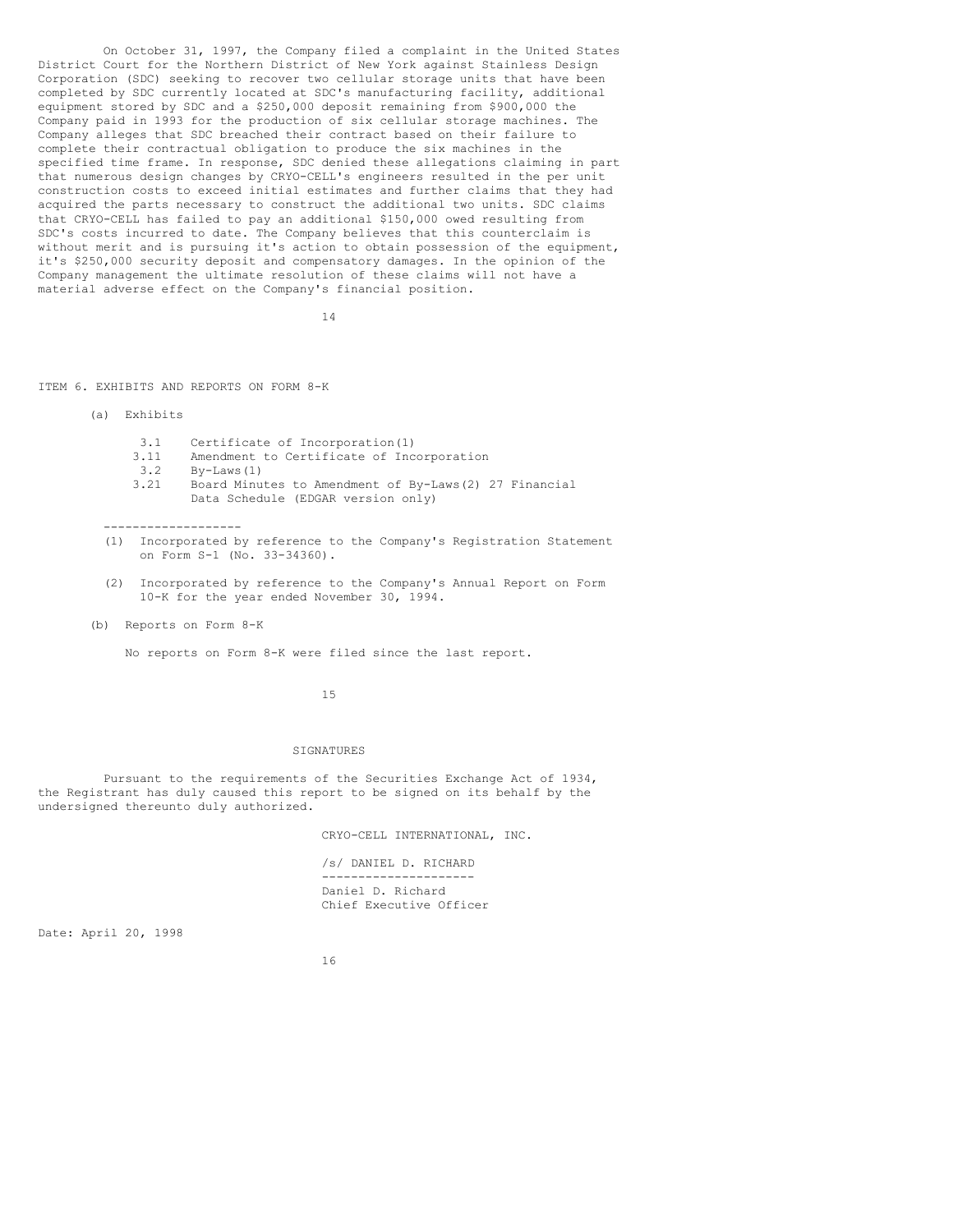On October 31, 1997, the Company filed a complaint in the United States District Court for the Northern District of New York against Stainless Design Corporation (SDC) seeking to recover two cellular storage units that have been completed by SDC currently located at SDC's manufacturing facility, additional equipment stored by SDC and a $250,000 deposit remaining from $900,000 the Company paid in 1993 for the production of six cellular storage machines. The Company alleges that SDC breached their contract based on their failure to complete their contractual obligation to produce the six machines in the specified time frame. In response, SDC denied these allegations claiming in part that numerous design changes by CRYO-CELL's engineers resulted in the per unit construction costs to exceed initial estimates and further claims that they had acquired the parts necessary to construct the additional two units. SDC claims that CRYO-CELL has failed to pay an additional $150,000 owed resulting from SDC's costs incurred to date. The Company believes that this counterclaim is without merit and is pursuing it's action to obtain possession of the equipment, it's $250,000 security deposit and compensatory damages. In the opinion of the Company management the ultimate resolution of these claims will not have a material adverse effect on the Company's financial position.

## ITEM 6. EXHIBITS AND REPORTS ON FORM 8-K

(a) Exhibits

- 3.1 Certificate of Incorporation(1)
- 3.11 Amendment to Certificate of Incorporation
- 3.2 By-Laws(1)
- 3.21 Board Minutes to Amendment of By-Laws(2) 27 Financial Data Schedule (EDGAR version only)

-------------------

(1) Incorporated by reference to the Company's Registration Statement on Form S-1 (No. 33-34360).

(2) Incorporated by reference to the Company's Annual Report on Form 10-K for the year ended November 30, 1994.

(b) Reports on Form 8-K

No reports on Form 8-K were filed since the last report.

## SIGNATURES

Pursuant to the requirements of the Securities Exchange Act of 1934, the Registrant has duly caused this report to be signed on its behalf by the undersigned thereunto duly authorized.

CRYO-CELL INTERNATIONAL, INC.

/s/ DANIEL D. RICHARD
---------------------
Daniel D. Richard
Chief Executive Officer

Date: April 20, 1998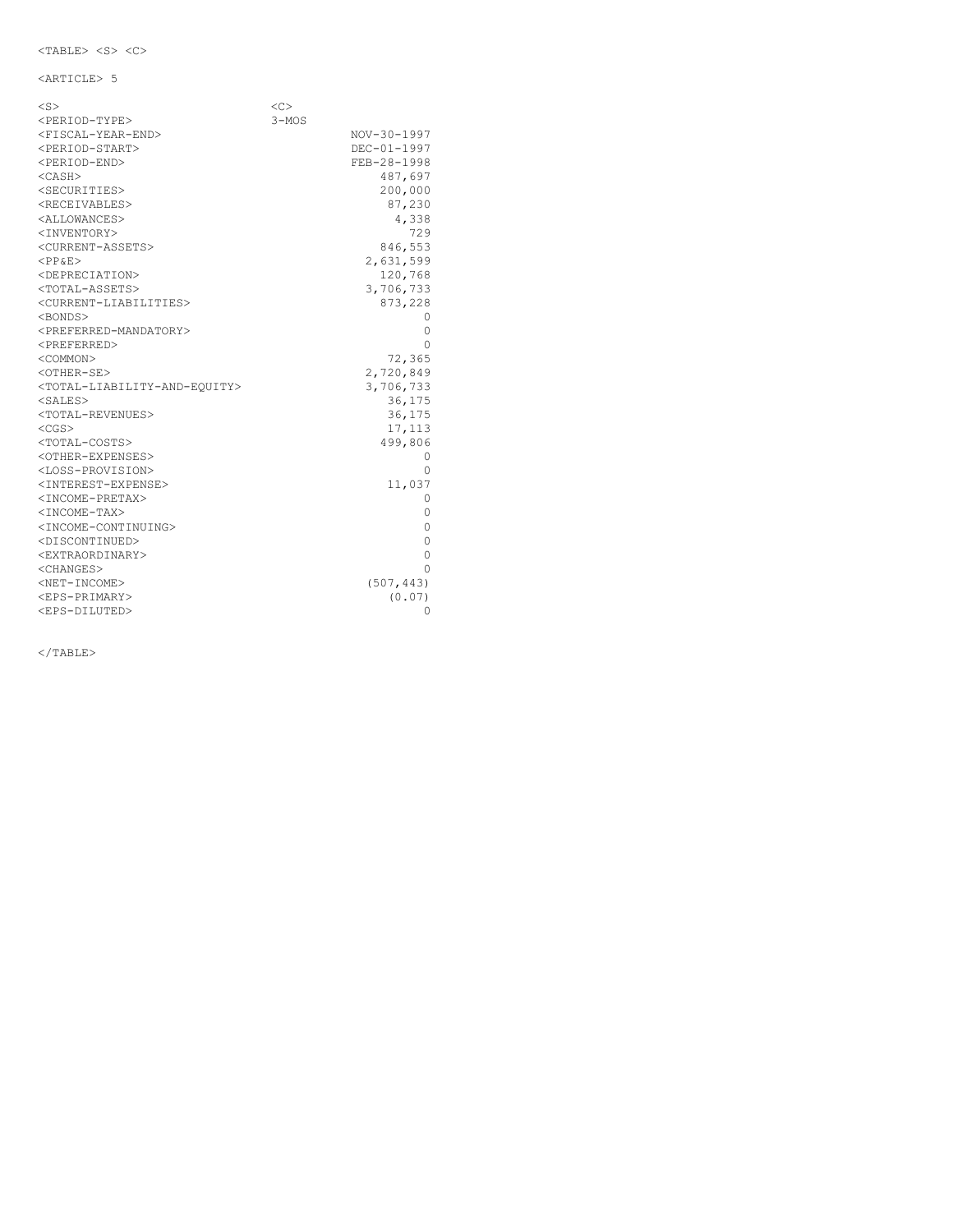<TABLE> <S> <C>

<ARTICLE> 5

| <S> | <C> |
|---|---|
| <PERIOD-TYPE> | 3-MOS |
| <FISCAL-YEAR-END> | NOV-30-1997 |
| <PERIOD-START> | DEC-01-1997 |
| <PERIOD-END> | FEB-28-1998 |
| <CASH> | 487,697 |
| <SECURITIES> | 200,000 |
| <RECEIVABLES> | 87,230 |
| <ALLOWANCES> | 4,338 |
| <INVENTORY> | 729 |
| <CURRENT-ASSETS> | 846,553 |
| <PP&E> | 2,631,599 |
| <DEPRECIATION> | 120,768 |
| <TOTAL-ASSETS> | 3,706,733 |
| <CURRENT-LIABILITIES> | 873,228 |
| <BONDS> | 0 |
| <PREFERRED-MANDATORY> | 0 |
| <PREFERRED> | 0 |
| <COMMON> | 72,365 |
| <OTHER-SE> | 2,720,849 |
| <TOTAL-LIABILITY-AND-EQUITY> | 3,706,733 |
| <SALES> | 36,175 |
| <TOTAL-REVENUES> | 36,175 |
| <CGS> | 17,113 |
| <TOTAL-COSTS> | 499,806 |
| <OTHER-EXPENSES> | 0 |
| <LOSS-PROVISION> | 0 |
| <INTEREST-EXPENSE> | 11,037 |
| <INCOME-PRETAX> | 0 |
| <INCOME-TAX> | 0 |
| <INCOME-CONTINUING> | 0 |
| <DISCONTINUED> | 0 |
| <EXTRAORDINARY> | 0 |
| <CHANGES> | 0 |
| <NET-INCOME> | (507,443) |
| <EPS-PRIMARY> | (0.07) |
| <EPS-DILUTED> | 0 |

</TABLE>